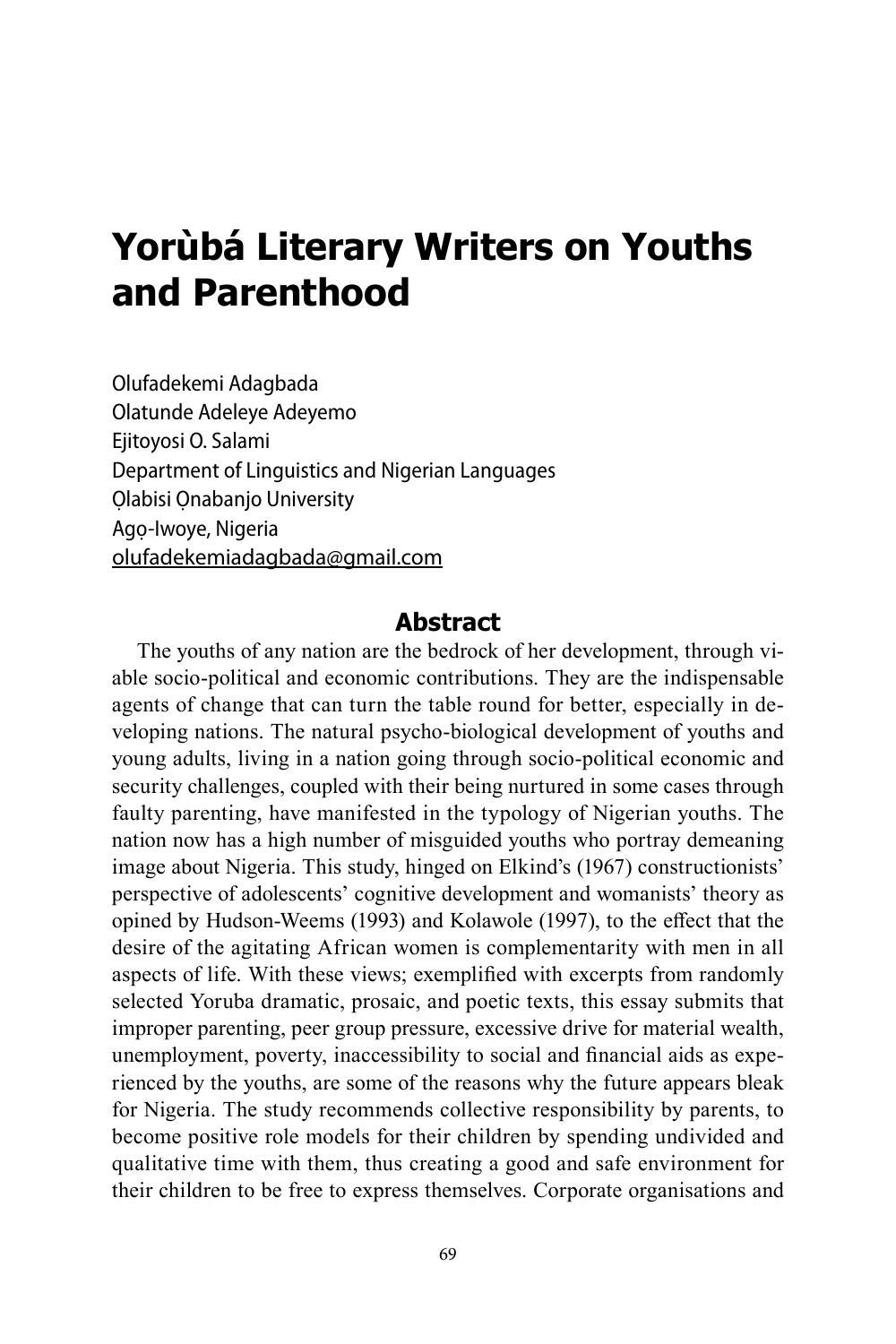# Yorùbá Literary Writers on Youths and Parenthood

Olufadekemi Adagbada
Olatunde Adeleye Adeyemo
Ejitoyosi O. Salami
Department of Linguistics and Nigerian Languages
Ọlabisi Ọnabanjo University
Agọ-Iwoye, Nigeria
olufadekemiadagbada@gmail.com

## Abstract

The youths of any nation are the bedrock of her development, through viable socio-political and economic contributions. They are the indispensable agents of change that can turn the table round for better, especially in developing nations. The natural psycho-biological development of youths and young adults, living in a nation going through socio-political economic and security challenges, coupled with their being nurtured in some cases through faulty parenting, have manifested in the typology of Nigerian youths. The nation now has a high number of misguided youths who portray demeaning image about Nigeria. This study, hinged on Elkind's (1967) constructionists' perspective of adolescents' cognitive development and womanists' theory as opined by Hudson-Weems (1993) and Kolawole (1997), to the effect that the desire of the agitating African women is complementarity with men in all aspects of life. With these views; exemplified with excerpts from randomly selected Yoruba dramatic, prosaic, and poetic texts, this essay submits that improper parenting, peer group pressure, excessive drive for material wealth, unemployment, poverty, inaccessibility to social and financial aids as experienced by the youths, are some of the reasons why the future appears bleak for Nigeria. The study recommends collective responsibility by parents, to become positive role models for their children by spending undivided and qualitative time with them, thus creating a good and safe environment for their children to be free to express themselves. Corporate organisations and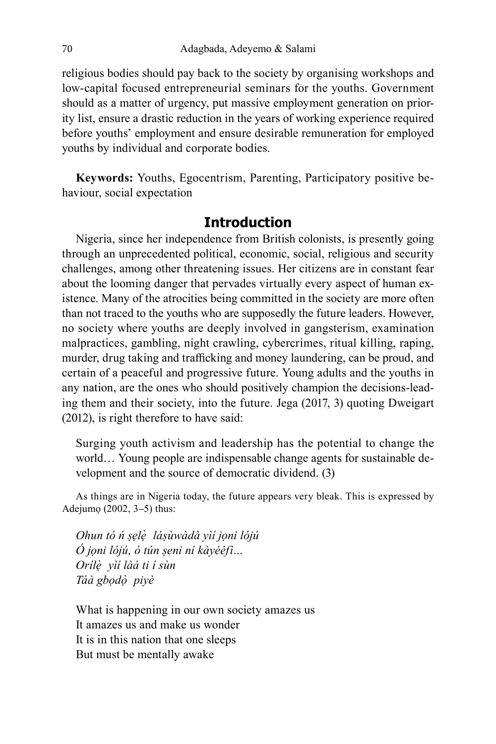religious bodies should pay back to the society by organising workshops and low-capital focused entrepreneurial seminars for the youths. Government should as a matter of urgency, put massive employment generation on priority list, ensure a drastic reduction in the years of working experience required before youths' employment and ensure desirable remuneration for employed youths by individual and corporate bodies.

**Keywords:** Youths, Egocentrism, Parenting, Participatory positive behaviour, social expectation

## Introduction

Nigeria, since her independence from British colonists, is presently going through an unprecedented political, economic, social, religious and security challenges, among other threatening issues. Her citizens are in constant fear about the looming danger that pervades virtually every aspect of human existence. Many of the atrocities being committed in the society are more often than not traced to the youths who are supposedly the future leaders. However, no society where youths are deeply involved in gangsterism, examination malpractices, gambling, night crawling, cybercrimes, ritual killing, raping, murder, drug taking and trafficking and money laundering, can be proud, and certain of a peaceful and progressive future. Young adults and the youths in any nation, are the ones who should positively champion the decisions-leading them and their society, into the future. Jega (2017, 3) quoting Dweigart (2012), is right therefore to have said:

> Surging youth activism and leadership has the potential to change the world… Young people are indispensable change agents for sustainable development and the source of democratic dividend. (3)

As things are in Nigeria today, the future appears very bleak. This is expressed by Adejumọ (2002, 3–5) thus:

> *Ohun tó ń ṣẹlẹ̀ láṣùwàdà yìí jọni lójú*
> *Ó jọni lójú, ó tún ṣeni ní kàyééfì…*
> *Orílẹ̀ yìí làá ti í sùn*
> *Táà gbọdọ̀ piyè*
>
> What is happening in our own society amazes us
> It amazes us and make us wonder
> It is in this nation that one sleeps
> But must be mentally awake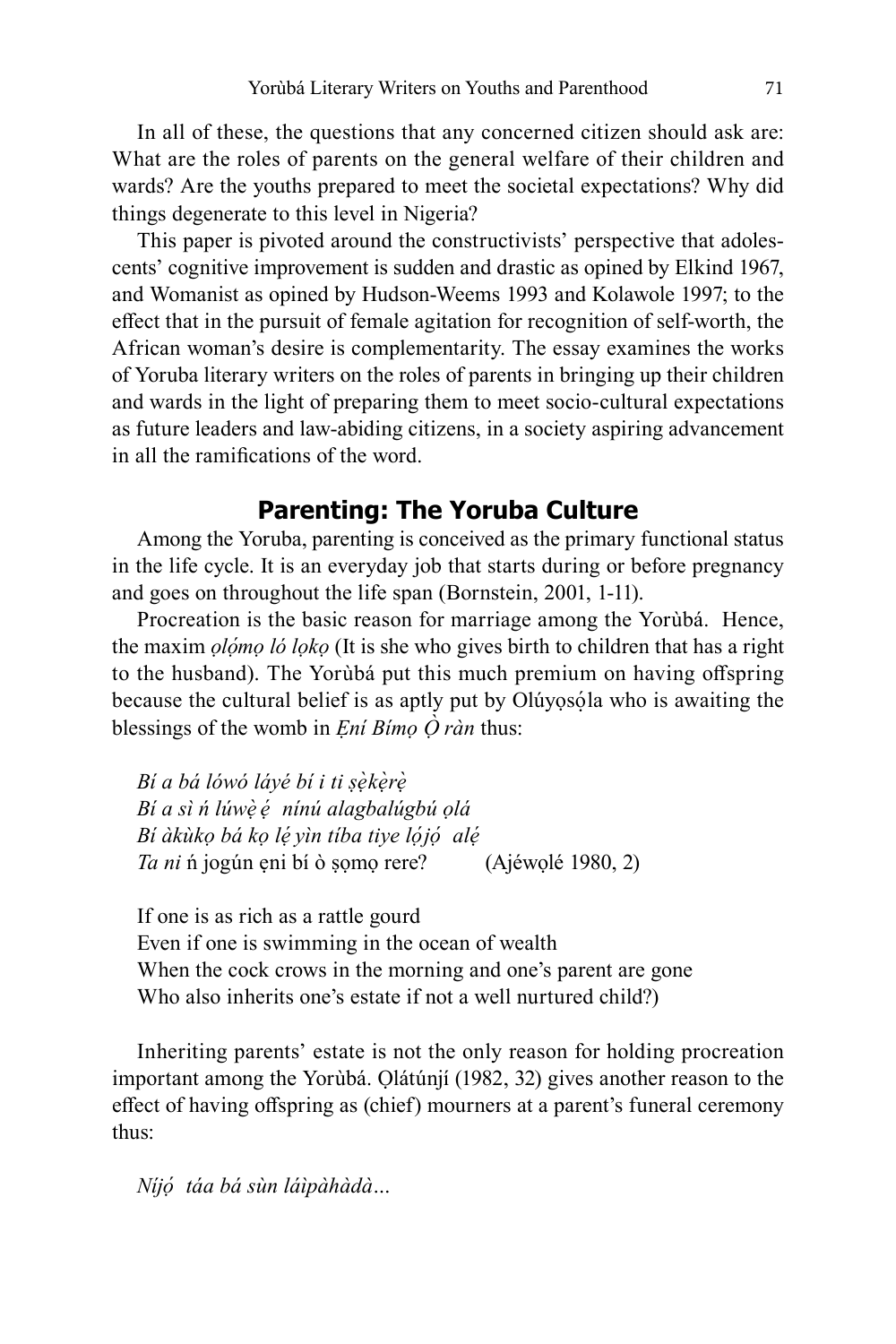In all of these, the questions that any concerned citizen should ask are: What are the roles of parents on the general welfare of their children and wards? Are the youths prepared to meet the societal expectations? Why did things degenerate to this level in Nigeria?

This paper is pivoted around the constructivists' perspective that adolescents' cognitive improvement is sudden and drastic as opined by Elkind 1967, and Womanist as opined by Hudson-Weems 1993 and Kolawole 1997; to the effect that in the pursuit of female agitation for recognition of self-worth, the African woman's desire is complementarity. The essay examines the works of Yoruba literary writers on the roles of parents in bringing up their children and wards in the light of preparing them to meet socio-cultural expectations as future leaders and law-abiding citizens, in a society aspiring advancement in all the ramifications of the word.

## Parenting: The Yoruba Culture

Among the Yoruba, parenting is conceived as the primary functional status in the life cycle. It is an everyday job that starts during or before pregnancy and goes on throughout the life span (Bornstein, 2001, 1-11).

Procreation is the basic reason for marriage among the Yorùbá. Hence, the maxim *ọlọ́mọ ló lọkọ* (It is she who gives birth to children that has a right to the husband). The Yorùbá put this much premium on having offspring because the cultural belief is as aptly put by Olúyọsọ́la who is awaiting the blessings of the womb in *Ẹní Bímọ Ọ̀ ràn* thus:

*Bí a bá lówó láyé bí i ti ṣẹ̀kẹ̀rẹ̀*
*Bí a sì ń lúwẹ̀ ẹ́ nínú alagbalúgbú ọlá*
*Bí àkùkọ bá kọ lẹ́ yìn tíba tiye lọ́jọ́ alẹ́*
*Ta ni* ń jogún ẹni bí ò ṣọmọ rere? (Ajéwọlé 1980, 2)

If one is as rich as a rattle gourd
Even if one is swimming in the ocean of wealth
When the cock crows in the morning and one's parent are gone
Who also inherits one's estate if not a well nurtured child?)

Inheriting parents' estate is not the only reason for holding procreation important among the Yorùbá. Ọlátúnjí (1982, 32) gives another reason to the effect of having offspring as (chief) mourners at a parent's funeral ceremony thus:

*Níjọ́ táa bá sùn láìpàhàdà...*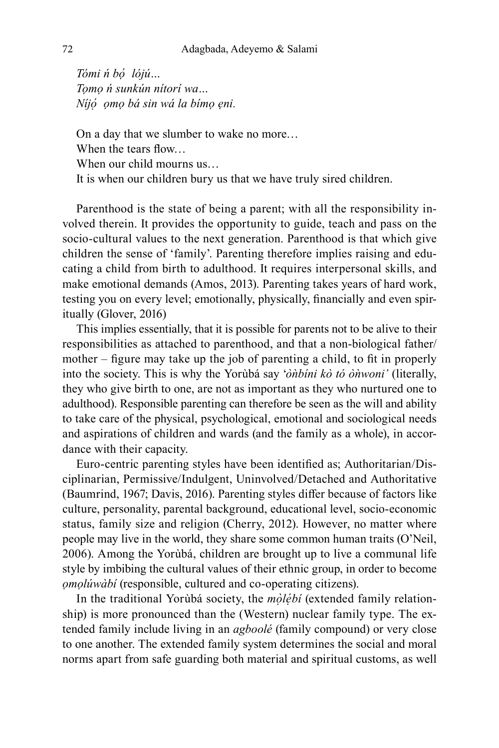*Tómi ń bọ́ lójú…*  
*Tọmọ ń sunkún nítorí wa…*  
*Níjọ́ ọmọ bá sin wá la bímọ ẹni.*

On a day that we slumber to wake no more…  
When the tears flow…  
When our child mourns us…  
It is when our children bury us that we have truly sired children.

Parenthood is the state of being a parent; with all the responsibility involved therein. It provides the opportunity to guide, teach and pass on the socio-cultural values to the next generation. Parenthood is that which give children the sense of 'family'. Parenting therefore implies raising and educating a child from birth to adulthood. It requires interpersonal skills, and make emotional demands (Amos, 2013). Parenting takes years of hard work, testing you on every level; emotionally, physically, financially and even spiritually (Glover, 2016)

This implies essentially, that it is possible for parents not to be alive to their responsibilities as attached to parenthood, and that a non-biological father/mother – figure may take up the job of parenting a child, to fit in properly into the society. This is why the Yorùbá say *'òǹbíni kò tó òǹwoni'* (literally, they who give birth to one, are not as important as they who nurtured one to adulthood). Responsible parenting can therefore be seen as the will and ability to take care of the physical, psychological, emotional and sociological needs and aspirations of children and wards (and the family as a whole), in accordance with their capacity.

Euro-centric parenting styles have been identified as; Authoritarian/Disciplinarian, Permissive/Indulgent, Uninvolved/Detached and Authoritative (Baumrind, 1967; Davis, 2016). Parenting styles differ because of factors like culture, personality, parental background, educational level, socio-economic status, family size and religion (Cherry, 2012). However, no matter where people may live in the world, they share some common human traits (O'Neil, 2006). Among the Yorùbá, children are brought up to live a communal life style by imbibing the cultural values of their ethnic group, in order to become *ọmọlúwàbí* (responsible, cultured and co-operating citizens).

In the traditional Yorùbá society, the *mọ̀lẹ́bí* (extended family relationship) is more pronounced than the (Western) nuclear family type. The extended family include living in an *agboolé* (family compound) or very close to one another. The extended family system determines the social and moral norms apart from safe guarding both material and spiritual customs, as well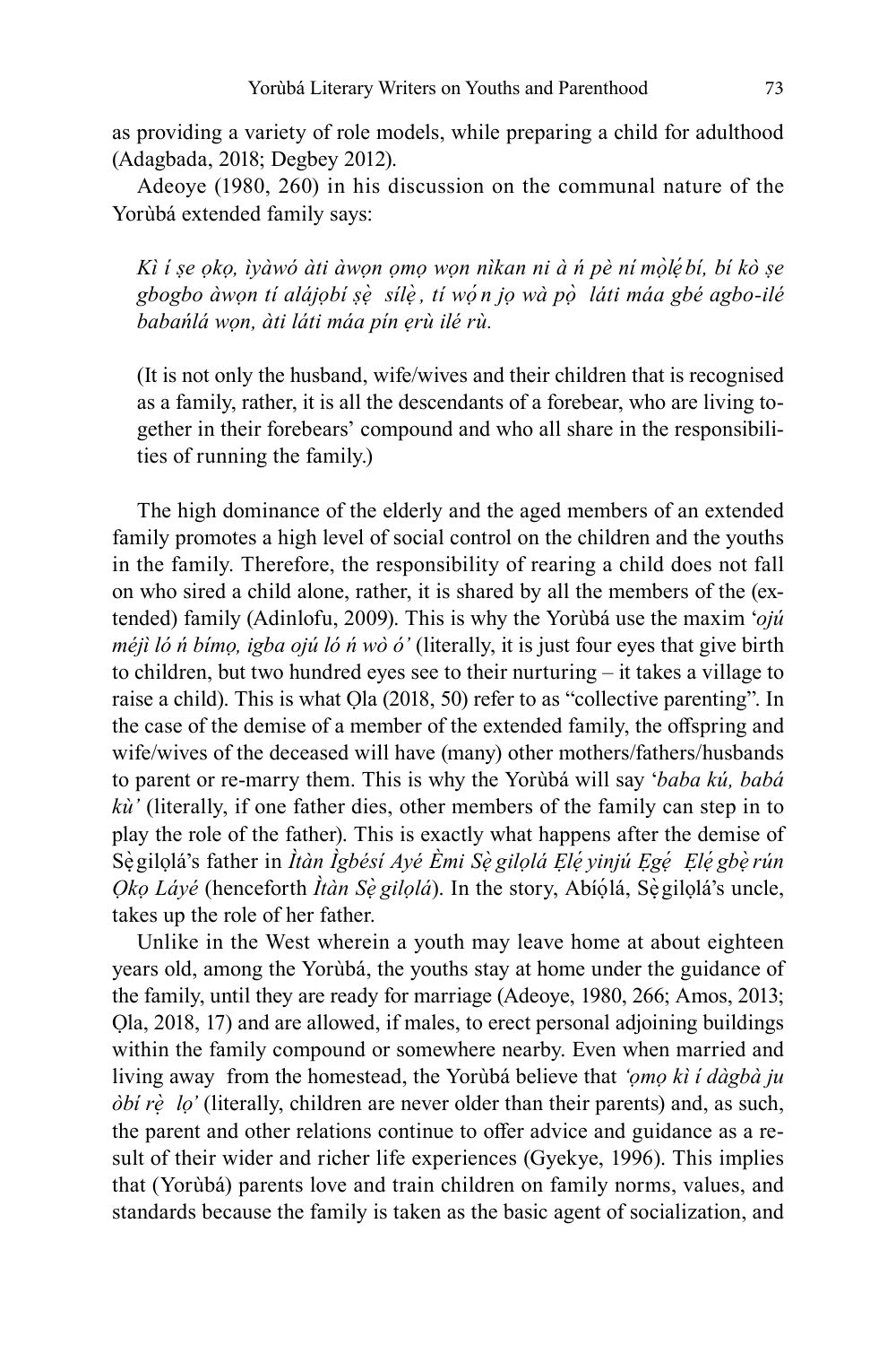as providing a variety of role models, while preparing a child for adulthood (Adagbada, 2018; Degbey 2012).

Adeoye (1980, 260) in his discussion on the communal nature of the Yorùbá extended family says:

> *Kì í ṣe ọkọ, ìyàwó àti àwọn ọmọ wọn nìkan ni à ń pè ní mọ̀lẹ́bí, bí kò ṣe gbogbo àwọn tí alájọbí ṣẹ̀ sílẹ̀, tí wọ́n jọ wà pọ̀ láti máa gbé agbo-ilé babańlá wọn, àti láti máa pín ẹrù ilé rù.*
>
> (It is not only the husband, wife/wives and their children that is recognised as a family, rather, it is all the descendants of a forebear, who are living together in their forebears' compound and who all share in the responsibilities of running the family.)

The high dominance of the elderly and the aged members of an extended family promotes a high level of social control on the children and the youths in the family. Therefore, the responsibility of rearing a child does not fall on who sired a child alone, rather, it is shared by all the members of the (extended) family (Adinlofu, 2009). This is why the Yorùbá use the maxim '*ojú méjì ló ń bímọ, igba ojú ló ń wò ó'* (literally, it is just four eyes that give birth to children, but two hundred eyes see to their nurturing – it takes a village to raise a child). This is what Ọla (2018, 50) refer to as "collective parenting". In the case of the demise of a member of the extended family, the offspring and wife/wives of the deceased will have (many) other mothers/fathers/husbands to parent or re-marry them. This is why the Yorùbá will say '*baba kú, babá kù'* (literally, if one father dies, other members of the family can step in to play the role of the father). This is exactly what happens after the demise of Sẹ̀gilọlá's father in *Ìtàn Ìgbésí Ayé Èmi Sẹ̀gilọlá Ẹlẹ́yinjú Ẹgẹ́ Ẹlẹ́gbẹ̀rún Ọkọ Láyé* (henceforth *Ìtàn Sẹ̀gilọlá*). In the story, Abíọ́lá, Sẹ̀gilọlá's uncle, takes up the role of her father.

Unlike in the West wherein a youth may leave home at about eighteen years old, among the Yorùbá, the youths stay at home under the guidance of the family, until they are ready for marriage (Adeoye, 1980, 266; Amos, 2013; Ọla, 2018, 17) and are allowed, if males, to erect personal adjoining buildings within the family compound or somewhere nearby. Even when married and living away from the homestead, the Yorùbá believe that *'ọmọ kì í dàgbà ju òbí rẹ̀ lọ'* (literally, children are never older than their parents) and, as such, the parent and other relations continue to offer advice and guidance as a result of their wider and richer life experiences (Gyekye, 1996). This implies that (Yorùbá) parents love and train children on family norms, values, and standards because the family is taken as the basic agent of socialization, and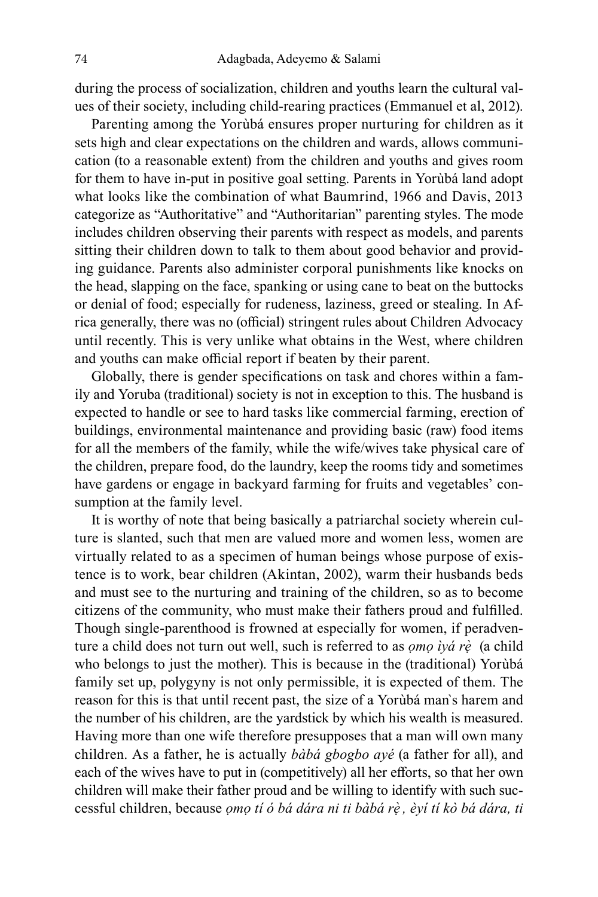during the process of socialization, children and youths learn the cultural values of their society, including child-rearing practices (Emmanuel et al, 2012).

Parenting among the Yorùbá ensures proper nurturing for children as it sets high and clear expectations on the children and wards, allows communication (to a reasonable extent) from the children and youths and gives room for them to have in-put in positive goal setting. Parents in Yorùbá land adopt what looks like the combination of what Baumrind, 1966 and Davis, 2013 categorize as "Authoritative" and "Authoritarian" parenting styles. The mode includes children observing their parents with respect as models, and parents sitting their children down to talk to them about good behavior and providing guidance. Parents also administer corporal punishments like knocks on the head, slapping on the face, spanking or using cane to beat on the buttocks or denial of food; especially for rudeness, laziness, greed or stealing. In Africa generally, there was no (official) stringent rules about Children Advocacy until recently. This is very unlike what obtains in the West, where children and youths can make official report if beaten by their parent.

Globally, there is gender specifications on task and chores within a family and Yoruba (traditional) society is not in exception to this. The husband is expected to handle or see to hard tasks like commercial farming, erection of buildings, environmental maintenance and providing basic (raw) food items for all the members of the family, while the wife/wives take physical care of the children, prepare food, do the laundry, keep the rooms tidy and sometimes have gardens or engage in backyard farming for fruits and vegetables' consumption at the family level.

It is worthy of note that being basically a patriarchal society wherein culture is slanted, such that men are valued more and women less, women are virtually related to as a specimen of human beings whose purpose of existence is to work, bear children (Akintan, 2002), warm their husbands beds and must see to the nurturing and training of the children, so as to become citizens of the community, who must make their fathers proud and fulfilled. Though single-parenthood is frowned at especially for women, if peradventure a child does not turn out well, such is referred to as *ọmọ ìyá rẹ̀* (a child who belongs to just the mother). This is because in the (traditional) Yorùbá family set up, polygyny is not only permissible, it is expected of them. The reason for this is that until recent past, the size of a Yorùbá man`s harem and the number of his children, are the yardstick by which his wealth is measured. Having more than one wife therefore presupposes that a man will own many children. As a father, he is actually *bàbá gbogbo ayé* (a father for all), and each of the wives have to put in (competitively) all her efforts, so that her own children will make their father proud and be willing to identify with such successful children, because *ọmọ tí ó bá dára ni ti bàbá rẹ̀, èyí tí kò bá dára, ti*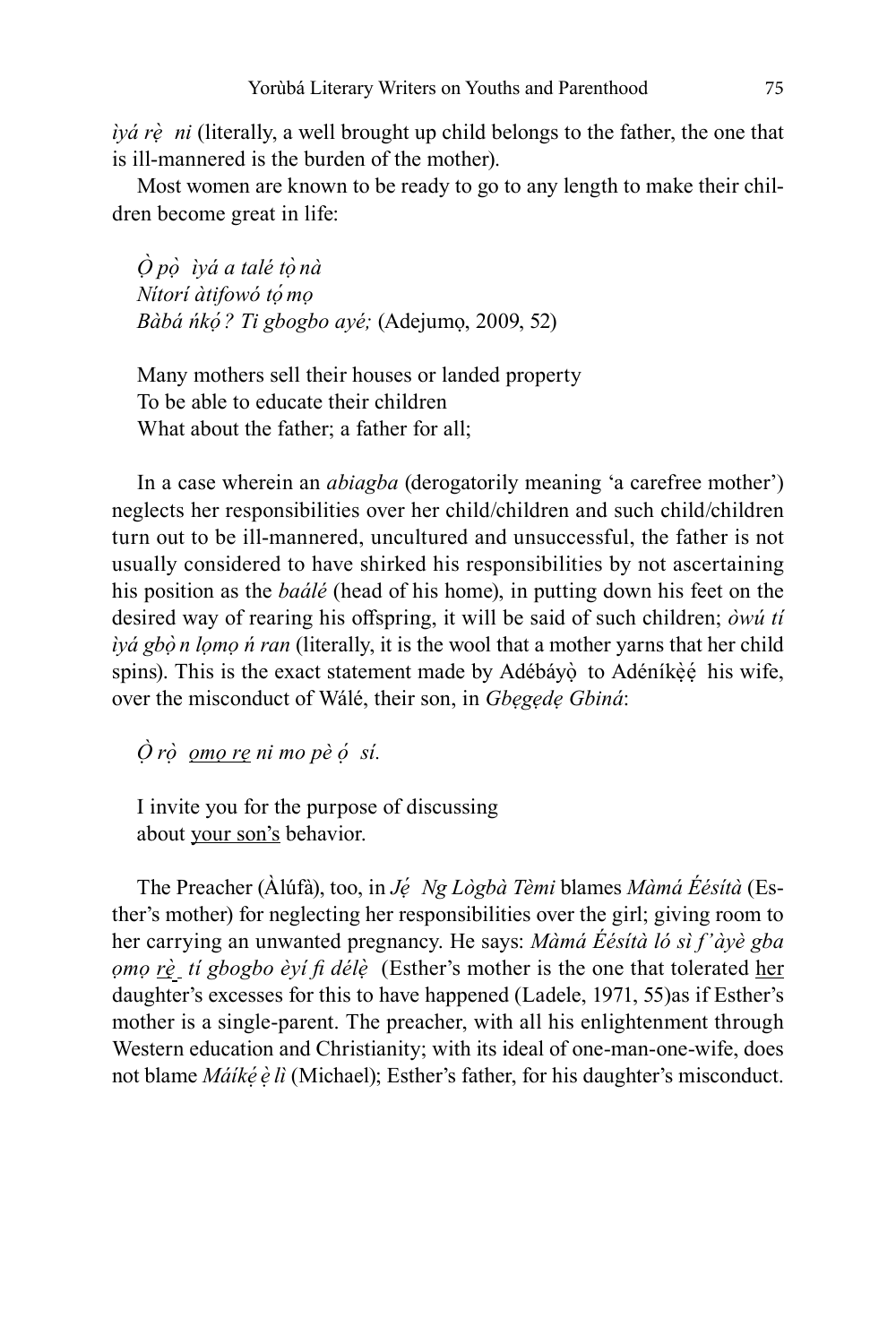*ìyá rẹ̀ ni* (literally, a well brought up child belongs to the father, the one that is ill-mannered is the burden of the mother).

Most women are known to be ready to go to any length to make their children become great in life:

*Ọ̀pọ̀ ìyá a talé tọ̀nà*  
*Nítorí àtifowó tọ́mọ*  
*Bàbá ńkọ́? Ti gbogbo ayé;* (Adejumọ, 2009, 52)

Many mothers sell their houses or landed property  
To be able to educate their children  
What about the father; a father for all;

In a case wherein an *abiagba* (derogatorily meaning 'a carefree mother') neglects her responsibilities over her child/children and such child/children turn out to be ill-mannered, uncultured and unsuccessful, the father is not usually considered to have shirked his responsibilities by not ascertaining his position as the *baálé* (head of his home), in putting down his feet on the desired way of rearing his offspring, it will be said of such children; *òwú tí ìyá gbọ̀n lọmọ ń ran* (literally, it is the wool that a mother yarns that her child spins). This is the exact statement made by Adébáyọ̀ to Adéníkẹ̀ẹ́ his wife, over the misconduct of Wálé, their son, in *Gbẹgẹdẹ Gbiná*:

*Ọ̀rọ̀ <u>ọmọ rẹ</u> ni mo pè ọ́ sí.*

I invite you for the purpose of discussing  
about <u>your son's</u> behavior.

The Preacher (Àlúfà), too, in *Jẹ́ Ng Lògbà Tèmi* blames *Màmá Éésítà* (Esther's mother) for neglecting her responsibilities over the girl; giving room to her carrying an unwanted pregnancy. He says: *Màmá Éésítà ló sì f'àyè gba ọmọ <u>rẹ̀</u> tí gbogbo èyí fi délẹ̀* (Esther's mother is the one that tolerated <u>her</u> daughter's excesses for this to have happened (Ladele, 1971, 55)as if Esther's mother is a single-parent. The preacher, with all his enlightenment through Western education and Christianity; with its ideal of one-man-one-wife, does not blame *Máíkẹ́ẹ̀lì* (Michael); Esther's father, for his daughter's misconduct.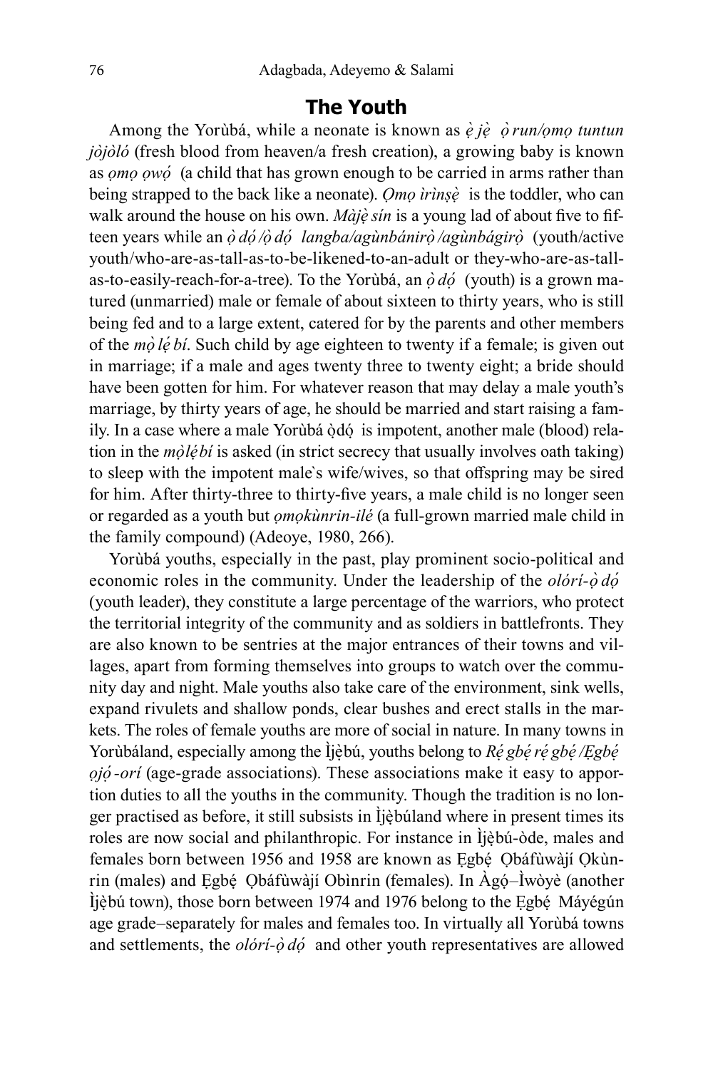## The Youth

Among the Yorùbá, while a neonate is known as *ẹ̀ jẹ̀ ọ̀ run/ọmọ tuntun jòjòló* (fresh blood from heaven/a fresh creation), a growing baby is known as *ọmọ ọwọ́* (a child that has grown enough to be carried in arms rather than being strapped to the back like a neonate). *Ọmọ ìrìnṣẹ̀* is the toddler, who can walk around the house on his own. *Màjẹ̀ sín* is a young lad of about five to fifteen years while an *ọ̀ dọ́ /ọ̀ dọ́ langba/agùnbánirọ̀ /agùnbágirọ̀* (youth/active youth/who-are-as-tall-as-to-be-likened-to-an-adult or they-who-are-as-tall-as-to-easily-reach-for-a-tree). To the Yorùbá, an *ọ̀ dọ́* (youth) is a grown matured (unmarried) male or female of about sixteen to thirty years, who is still being fed and to a large extent, catered for by the parents and other members of the *mọ̀ lẹ́ bí*. Such child by age eighteen to twenty if a female; is given out in marriage; if a male and ages twenty three to twenty eight; a bride should have been gotten for him. For whatever reason that may delay a male youth's marriage, by thirty years of age, he should be married and start raising a family. In a case where a male Yorùbá ọ̀dọ́ is impotent, another male (blood) relation in the *mọ̀lẹ́bí* is asked (in strict secrecy that usually involves oath taking) to sleep with the impotent male`s wife/wives, so that offspring may be sired for him. After thirty-three to thirty-five years, a male child is no longer seen or regarded as a youth but *ọmọkùnrin-ilé* (a full-grown married male child in the family compound) (Adeoye, 1980, 266).

Yorùbá youths, especially in the past, play prominent socio-political and economic roles in the community. Under the leadership of the *olórí-ọ̀ dọ́* (youth leader), they constitute a large percentage of the warriors, who protect the territorial integrity of the community and as soldiers in battlefronts. They are also known to be sentries at the major entrances of their towns and villages, apart from forming themselves into groups to watch over the community day and night. Male youths also take care of the environment, sink wells, expand rivulets and shallow ponds, clear bushes and erect stalls in the markets. The roles of female youths are more of social in nature. In many towns in Yorùbáland, especially among the Ìjẹ̀bú, youths belong to *Rẹ́ gbẹ́ rẹ́ gbẹ́ /Ẹgbẹ́ ọjọ́ -orí* (age-grade associations). These associations make it easy to apportion duties to all the youths in the community. Though the tradition is no longer practised as before, it still subsists in Ìjẹ̀búland where in present times its roles are now social and philanthropic. For instance in Ìjẹ̀bú-òde, males and females born between 1956 and 1958 are known as Ẹgbẹ́ Ọbáfùwàjí Ọkùnrin (males) and Ẹgbẹ́ Ọbáfùwàjí Obìnrin (females). In Àgọ́–Ìwòyè (another Ìjẹ̀bú town), those born between 1974 and 1976 belong to the Ẹgbẹ́ Máyégún age grade–separately for males and females too. In virtually all Yorùbá towns and settlements, the *olórí-ọ̀ dọ́* and other youth representatives are allowed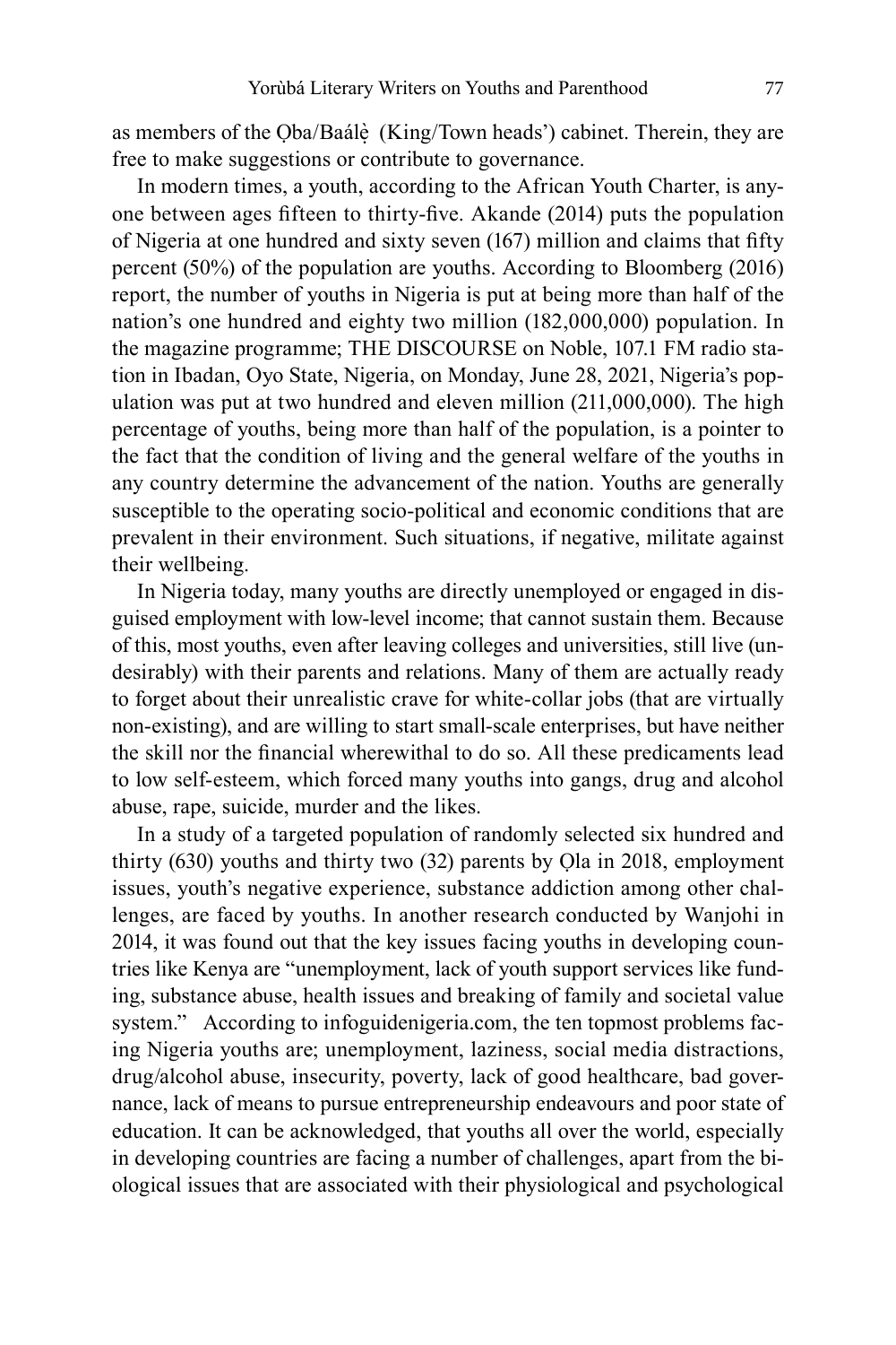as members of the Ọba/Baálẹ̀ (King/Town heads') cabinet. Therein, they are free to make suggestions or contribute to governance.

In modern times, a youth, according to the African Youth Charter, is anyone between ages fifteen to thirty-five. Akande (2014) puts the population of Nigeria at one hundred and sixty seven (167) million and claims that fifty percent (50%) of the population are youths. According to Bloomberg (2016) report, the number of youths in Nigeria is put at being more than half of the nation's one hundred and eighty two million (182,000,000) population. In the magazine programme; THE DISCOURSE on Noble, 107.1 FM radio station in Ibadan, Oyo State, Nigeria, on Monday, June 28, 2021, Nigeria's population was put at two hundred and eleven million (211,000,000). The high percentage of youths, being more than half of the population, is a pointer to the fact that the condition of living and the general welfare of the youths in any country determine the advancement of the nation. Youths are generally susceptible to the operating socio-political and economic conditions that are prevalent in their environment. Such situations, if negative, militate against their wellbeing.

In Nigeria today, many youths are directly unemployed or engaged in disguised employment with low-level income; that cannot sustain them. Because of this, most youths, even after leaving colleges and universities, still live (undesirably) with their parents and relations. Many of them are actually ready to forget about their unrealistic crave for white-collar jobs (that are virtually non-existing), and are willing to start small-scale enterprises, but have neither the skill nor the financial wherewithal to do so. All these predicaments lead to low self-esteem, which forced many youths into gangs, drug and alcohol abuse, rape, suicide, murder and the likes.

In a study of a targeted population of randomly selected six hundred and thirty (630) youths and thirty two (32) parents by Ọla in 2018, employment issues, youth's negative experience, substance addiction among other challenges, are faced by youths. In another research conducted by Wanjohi in 2014, it was found out that the key issues facing youths in developing countries like Kenya are "unemployment, lack of youth support services like funding, substance abuse, health issues and breaking of family and societal value system." According to infoguidenigeria.com, the ten topmost problems facing Nigeria youths are; unemployment, laziness, social media distractions, drug/alcohol abuse, insecurity, poverty, lack of good healthcare, bad governance, lack of means to pursue entrepreneurship endeavours and poor state of education. It can be acknowledged, that youths all over the world, especially in developing countries are facing a number of challenges, apart from the biological issues that are associated with their physiological and psychological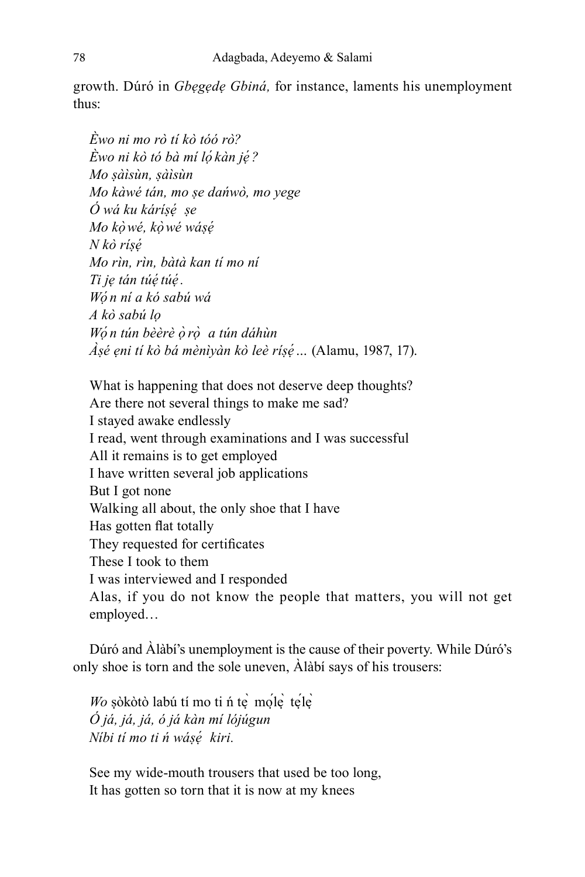growth. Dúró in *Gbẹgẹdẹ Gbiná,* for instance, laments his unemployment thus:

*Èwo ni mo rò tí kò tóó rò?*
*Èwo ni kò tó bà mí lọ́kàn jẹ́?*
*Mo ṣàìsùn, ṣàìsùn*
*Mo kàwé tán, mo ṣe dańwò, mo yege*
*Ó wá ku kárísẹ́ ṣe*
*Mo kọ̀wé, kọ̀wé wáṣẹ́*
*N kò ríṣẹ́*
*Mo rìn, rìn, bàtà kan tí mo ní*
*Ti jẹ tán túẹ́túẹ́.*
*Wọ́n ní a kó sabú wá*
*A kò sabú lọ*
*Wọ́n tún bèèrè ọ̀rọ̀ a tún dáhùn*
*Àṣé ẹni tí kò bá mèniyàn kò leè ríṣẹ́...* (Alamu, 1987, 17).

What is happening that does not deserve deep thoughts?
Are there not several things to make me sad?
I stayed awake endlessly
I read, went through examinations and I was successful
All it remains is to get employed
I have written several job applications
But I got none
Walking all about, the only shoe that I have
Has gotten flat totally
They requested for certificates
These I took to them
I was interviewed and I responded
Alas, if you do not know the people that matters, you will not get employed…

Dúró and Àlàbí's unemployment is the cause of their poverty. While Dúró's only shoe is torn and the sole uneven, Àlàbí says of his trousers:

*Wo* ṣòkòtò labú tí mo ti ń tẹ̀ mọ́lẹ̀ tẹ́lẹ̀
*Ó já, já, já, ó já kàn mí lójúgun*
*Níbi tí mo ti ń wáṣẹ́ kiri.*

See my wide-mouth trousers that used be too long,
It has gotten so torn that it is now at my knees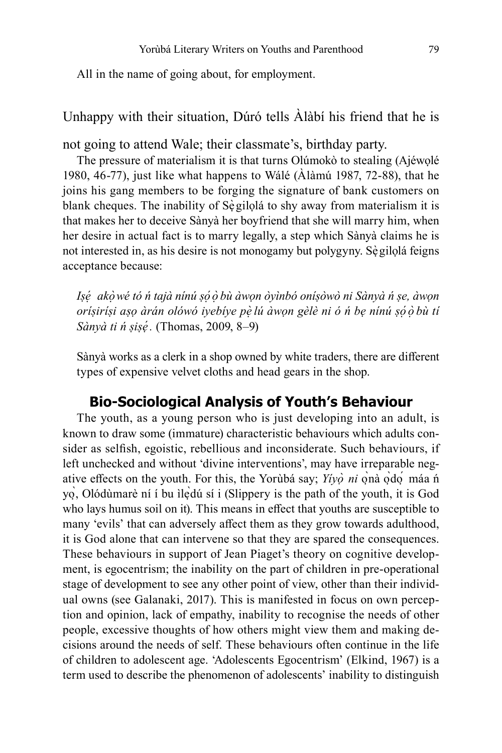All in the name of going about, for employment.

Unhappy with their situation, Dúró tells Àlàbí his friend that he is not going to attend Wale; their classmate's, birthday party.

The pressure of materialism it is that turns Olúmokò to stealing (Ajéwọlé 1980, 46-77), just like what happens to Wálé (Àlàmú 1987, 72-88), that he joins his gang members to be forging the signature of bank customers on blank cheques. The inability of Sẹ̀gilọlá to shy away from materialism it is that makes her to deceive Sànyà her boyfriend that she will marry him, when her desire in actual fact is to marry legally, a step which Sànyà claims he is not interested in, as his desire is not monogamy but polygyny. Sẹ̀gilọlá feigns acceptance because:

> *Iṣẹ́ akọ̀wé tó ń tajà nínú ṣọ́ọ̀bù àwọn òyìnbó oníṣòwò ni Sànyà ń ṣe, àwọn oríṣiríṣi aṣọ àrán olówó iyebíye pẹ̀lú àwọn gèlè ni ó ń bẹ nínú ṣọ́ọ̀bù tí Sànyà ti ń ṣiṣẹ́.* (Thomas, 2009, 8–9)
>
> Sànyà works as a clerk in a shop owned by white traders, there are different types of expensive velvet cloths and head gears in the shop.

## Bio-Sociological Analysis of Youth's Behaviour

The youth, as a young person who is just developing into an adult, is known to draw some (immature) characteristic behaviours which adults consider as selfish, egoistic, rebellious and inconsiderate. Such behaviours, if left unchecked and without 'divine interventions', may have irreparable negative effects on the youth. For this, the Yorùbá say; *Yíyọ̀ ni* ọ̀nà ọ̀dọ́ máa ń yọ̀, Olódùmarè ní í bu ìlẹ̀dú sí i (Slippery is the path of the youth, it is God who lays humus soil on it). This means in effect that youths are susceptible to many 'evils' that can adversely affect them as they grow towards adulthood, it is God alone that can intervene so that they are spared the consequences. These behaviours in support of Jean Piaget's theory on cognitive development, is egocentrism; the inability on the part of children in pre-operational stage of development to see any other point of view, other than their individual owns (see Galanaki, 2017). This is manifested in focus on own perception and opinion, lack of empathy, inability to recognise the needs of other people, excessive thoughts of how others might view them and making decisions around the needs of self. These behaviours often continue in the life of children to adolescent age. 'Adolescents Egocentrism' (Elkind, 1967) is a term used to describe the phenomenon of adolescents' inability to distinguish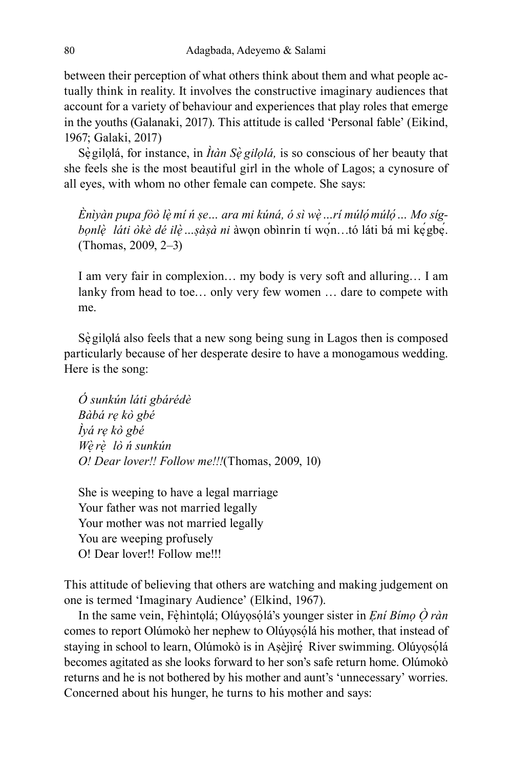between their perception of what others think about them and what people actually think in reality. It involves the constructive imaginary audiences that account for a variety of behaviour and experiences that play roles that emerge in the youths (Galanaki, 2017). This attitude is called 'Personal fable' (Eikind, 1967; Galaki, 2017)

Sẹ̀gilọlá, for instance, in *Ìtàn Sẹ̀gilọlá,* is so conscious of her beauty that she feels she is the most beautiful girl in the whole of Lagos; a cynosure of all eyes, with whom no other female can compete. She says:

> *Ènìyàn pupa fòò lẹ̀ mí ń ṣe… ara mi kúná, ó sì wẹ̀…rí múlọ́ múlọ́… Mo síg-bọnlẹ̀ láti òkè dé ilẹ̀…ṣàṣà ni* àwọn obìnrin tí wọ́n…tó láti bá mi kẹ́gbẹ́. (Thomas, 2009, 2–3)
>
> I am very fair in complexion… my body is very soft and alluring… I am lanky from head to toe… only very few women … dare to compete with me.

Sẹ̀gilọlá also feels that a new song being sung in Lagos then is composed particularly because of her desperate desire to have a monogamous wedding. Here is the song:

> *Ó sunkún láti gbárédè*
> *Bàbá rẹ kò gbé*
> *Ìyá rẹ kò gbé*
> *Wẹ̀ rẹ̀ lò ń sunkún*
> *O! Dear lover!! Follow me!!!*(Thomas, 2009, 10)
>
> She is weeping to have a legal marriage
> Your father was not married legally
> Your mother was not married legally
> You are weeping profusely
> O! Dear lover!! Follow me!!!

This attitude of believing that others are watching and making judgement on one is termed 'Imaginary Audience' (Elkind, 1967).

In the same vein, Fẹ̀hìntọlá; Olúyọsọ́lá's younger sister in *Ẹní Bímọ Ọ̀ràn* comes to report Olúmokò her nephew to Olúyọsọ́lá his mother, that instead of staying in school to learn, Olúmokò is in Aṣèjìrẹ́ River swimming. Olúyọsọ́lá becomes agitated as she looks forward to her son's safe return home. Olúmokò returns and he is not bothered by his mother and aunt's 'unnecessary' worries. Concerned about his hunger, he turns to his mother and says: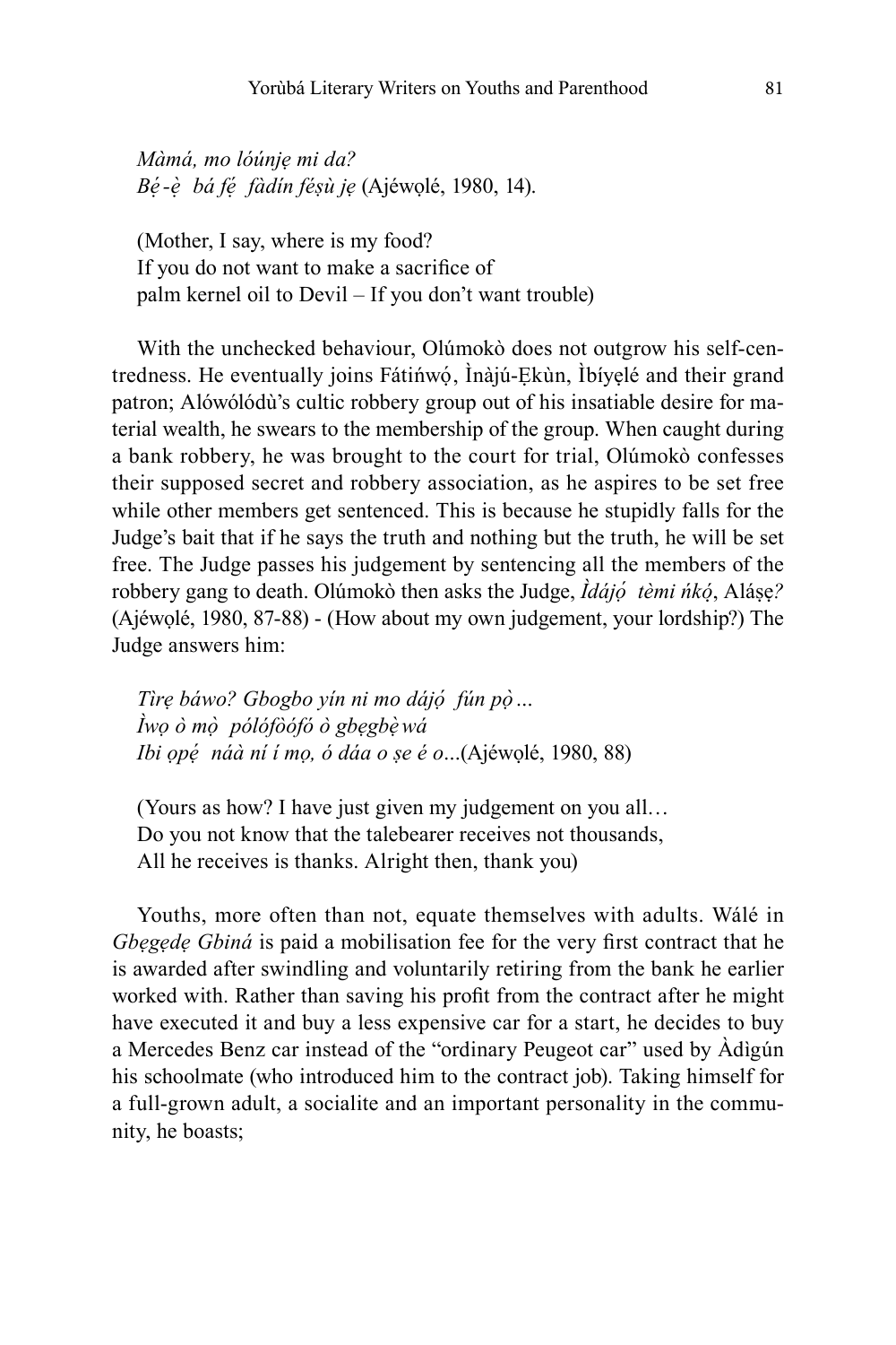*Màmá, mo lóúnjẹ mi da?*
*Bẹ́-ẹ̀ bá fẹ́ fàdín fẹ́ṣù jẹ* (Ajéwọlé, 1980, 14).

(Mother, I say, where is my food?
If you do not want to make a sacrifice of
palm kernel oil to Devil – If you don't want trouble)

With the unchecked behaviour, Olúmokò does not outgrow his self-centredness. He eventually joins Fátińwọ́, Ìnàjú-Ẹ̀kùn, Ìbíyẹlé and their grand patron; Alówólódù's cultic robbery group out of his insatiable desire for material wealth, he swears to the membership of the group. When caught during a bank robbery, he was brought to the court for trial, Olúmokò confesses their supposed secret and robbery association, as he aspires to be set free while other members get sentenced. This is because he stupidly falls for the Judge's bait that if he says the truth and nothing but the truth, he will be set free. The Judge passes his judgement by sentencing all the members of the robbery gang to death. Olúmokò then asks the Judge, *Ìdájọ́ tèmi ńkọ́*, Aláṣẹ*?* (Ajéwọlé, 1980, 87-88) - (How about my own judgement, your lordship?) The Judge answers him:

*Tìrẹ báwo? Gbogbo yín ni mo dájọ́ fún pọ̀…*
*Ìwọ ò mọ̀ pólófòófó ò gbẹgbẹ̀wá*
*Ibi ọpẹ́ náà ní í mọ, ó dáa o ṣe é o*…(Ajéwọlé, 1980, 88)

(Yours as how? I have just given my judgement on you all…
Do you not know that the talebearer receives not thousands,
All he receives is thanks. Alright then, thank you)

Youths, more often than not, equate themselves with adults. Wálé in *Gbẹgẹdẹ Gbiná* is paid a mobilisation fee for the very first contract that he is awarded after swindling and voluntarily retiring from the bank he earlier worked with. Rather than saving his profit from the contract after he might have executed it and buy a less expensive car for a start, he decides to buy a Mercedes Benz car instead of the "ordinary Peugeot car" used by Àdìgún his schoolmate (who introduced him to the contract job). Taking himself for a full-grown adult, a socialite and an important personality in the community, he boasts;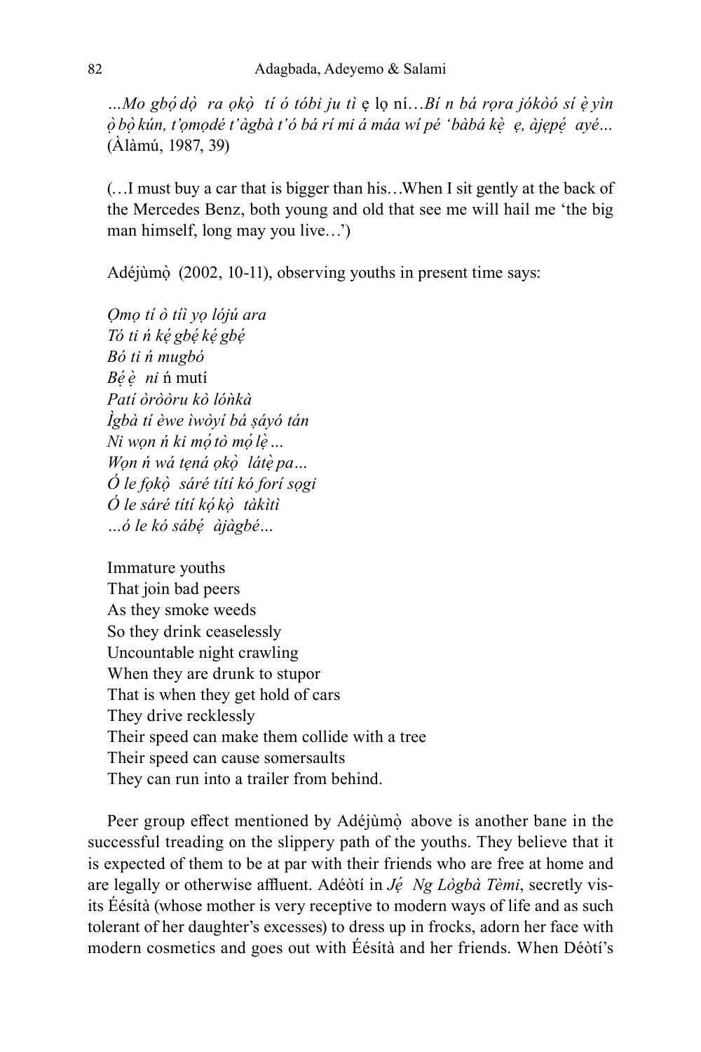*…Mo gbọ́dọ̀ ra ọkọ̀ tí ó tóbi ju tì* ẹ lọ ní*…Bí n bá rọra jókòó sí ẹ̀yìn ọ̀bọ̀kún, t'ọmọdé t'àgbà t'ó bá rí mi á máa wí pé 'bàbá kẹ̀ ẹ, àjẹpẹ́ ayé…* (Àlàmú, 1987, 39)

(…I must buy a car that is bigger than his…When I sit gently at the back of the Mercedes Benz, both young and old that see me will hail me 'the big man himself, long may you live…')

Adéjùmọ̀ (2002, 10-11), observing youths in present time says:

*Ọmọ tí ò tíì yọ lójú ara*
*Tó ti ń kẹ́gbẹ́ kẹ́gbẹ́*
*Bó ti ń mugbó*
*Bẹ́ẹ̀ ni* ń mutí
*Patí òròòru kò lóǹkà*
*Ìgbà tí èwe ìwòyí bá ṣáyó tán*
*Ni wọn ń ki mọ́tò mọ́lẹ̀…*
*Wọn ń wá tẹná ọkọ̀ látẹ̀pa…*
*Ó le fọkọ̀ sáré títí kó forí sọgi*
*Ó le sáré títí kọ́kọ̀ tàkìtì*
*…ó le kó sábẹ́ àjàgbé…*

Immature youths
That join bad peers
As they smoke weeds
So they drink ceaselessly
Uncountable night crawling
When they are drunk to stupor
That is when they get hold of cars
They drive recklessly
Their speed can make them collide with a tree
Their speed can cause somersaults
They can run into a trailer from behind.

Peer group effect mentioned by Adéjùmọ̀ above is another bane in the successful treading on the slippery path of the youths. They believe that it is expected of them to be at par with their friends who are free at home and are legally or otherwise affluent. Adéòtí in *Jẹ́ Ng Lògbà Tèmi*, secretly visits Éésítà (whose mother is very receptive to modern ways of life and as such tolerant of her daughter's excesses) to dress up in frocks, adorn her face with modern cosmetics and goes out with Éésítà and her friends. When Déòtí's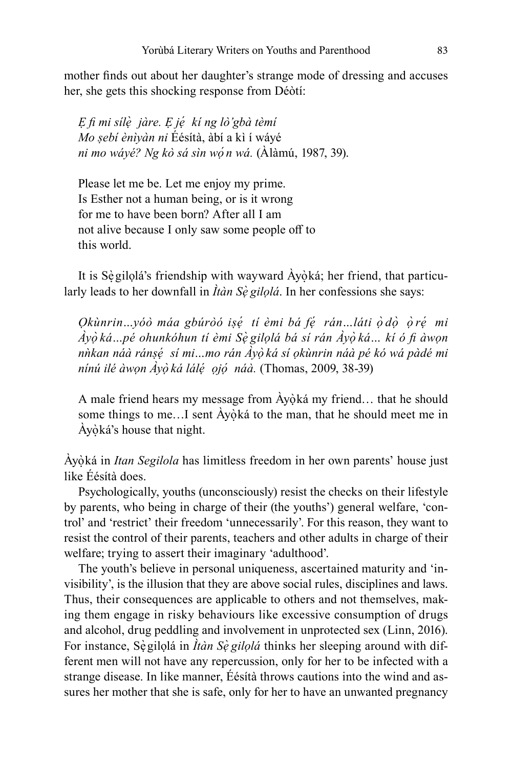mother finds out about her daughter's strange mode of dressing and accuses her, she gets this shocking response from Déòtí:

*Ẹ fi mi sílẹ̀ jàre. Ẹ jẹ́ kí ng lò'gbà tèmí*
*Mo ṣebí èniyàn ni* Éésítà, àbí a kì í wáyé
*ni mo wáyé? Ng kò sá sìn wọ́n wá.* (Àlàmú, 1987, 39).

Please let me be. Let me enjoy my prime.
Is Esther not a human being, or is it wrong
for me to have been born? After all I am
not alive because I only saw some people off to
this world.

It is Sẹ̀gilọlá's friendship with wayward Àyọ̀ká; her friend, that particularly leads to her downfall in *Ìtàn Sẹ̀gilọlá*. In her confessions she says:

*Ọkùnrin…yóò máa gbúròó iṣẹ́ tí èmi bá fẹ́ rán…láti ọ̀dọ̀ ọ̀rẹ́ mi Àyọ̀ká…pé ohunkóhun tí èmi Sẹ̀gilọlá bá sí rán Àyọ̀ká… kí ó fi àwọn nǹkan náà ránṣẹ́ sí mi…mo rán Àyọ̀ká sí ọkùnrin náà pé kó wá pàdé mi nínú ilé àwọn Àyọ̀ká lálẹ́ ọjọ́ náà.* (Thomas, 2009, 38-39)

A male friend hears my message from Àyọ̀ká my friend… that he should some things to me…I sent Àyọ̀ká to the man, that he should meet me in Àyọ̀ká's house that night.

Àyọ̀ká in *Itan Segilola* has limitless freedom in her own parents' house just like Éésítà does.

Psychologically, youths (unconsciously) resist the checks on their lifestyle by parents, who being in charge of their (the youths') general welfare, 'control' and 'restrict' their freedom 'unnecessarily'. For this reason, they want to resist the control of their parents, teachers and other adults in charge of their welfare; trying to assert their imaginary 'adulthood'.

The youth's believe in personal uniqueness, ascertained maturity and 'invisibility', is the illusion that they are above social rules, disciplines and laws. Thus, their consequences are applicable to others and not themselves, making them engage in risky behaviours like excessive consumption of drugs and alcohol, drug peddling and involvement in unprotected sex (Linn, 2016). For instance, Sẹ̀gilọlá in *Ìtàn Sẹ̀gilọlá* thinks her sleeping around with different men will not have any repercussion, only for her to be infected with a strange disease. In like manner, Éésítà throws cautions into the wind and assures her mother that she is safe, only for her to have an unwanted pregnancy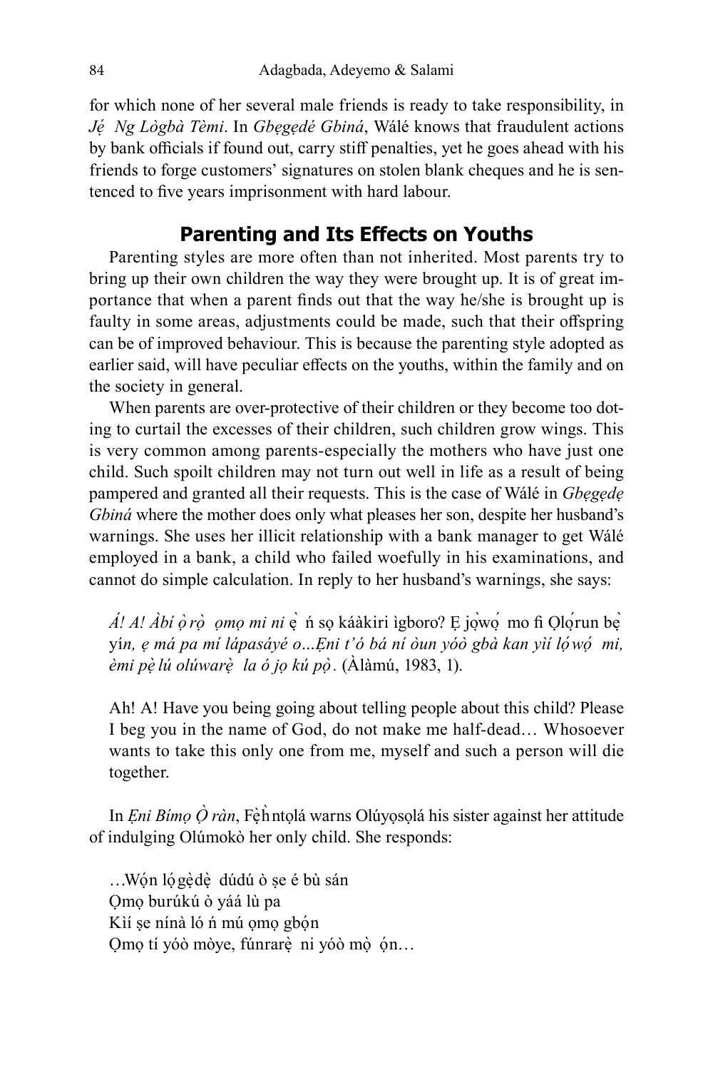for which none of her several male friends is ready to take responsibility, in *Jẹ́ Ng Lògbà Tèmi*. In *Gbẹgẹdé Gbiná*, Wálé knows that fraudulent actions by bank officials if found out, carry stiff penalties, yet he goes ahead with his friends to forge customers' signatures on stolen blank cheques and he is sentenced to five years imprisonment with hard labour.

## Parenting and Its Effects on Youths

Parenting styles are more often than not inherited. Most parents try to bring up their own children the way they were brought up. It is of great importance that when a parent finds out that the way he/she is brought up is faulty in some areas, adjustments could be made, such that their offspring can be of improved behaviour. This is because the parenting style adopted as earlier said, will have peculiar effects on the youths, within the family and on the society in general.

When parents are over-protective of their children or they become too doting to curtail the excesses of their children, such children grow wings. This is very common among parents-especially the mothers who have just one child. Such spoilt children may not turn out well in life as a result of being pampered and granted all their requests. This is the case of Wálé in *Gbẹgẹdẹ Gbiná* where the mother does only what pleases her son, despite her husband's warnings. She uses her illicit relationship with a bank manager to get Wálé employed in a bank, a child who failed woefully in his examinations, and cannot do simple calculation. In reply to her husband's warnings, she says:

> *Á! A! Àbí ọ̀rọ̀ ọmọ mi ni ẹ̀ ń sọ káàkiri ìgboro? Ẹ jọ̀wọ́ mo fi Ọlọ́run bẹ̀ yín, ẹ má pa mí lápasáyé o...Ẹni t'ó bá ní òun yóò gbà kan yìí lọ́wọ́ mi, èmi pẹ̀lú olúwarẹ̀ la ó jọ kú pọ̀.* (Àlàmú, 1983, 1).
>
> Ah! A! Have you being going about telling people about this child? Please I beg you in the name of God, do not make me half-dead… Whosoever wants to take this only one from me, myself and such a person will die together.

In *Ẹni Bímọ Ọ̀ràn*, Fẹ̀hìntọlá warns Olúyọsọlá his sister against her attitude of indulging Olúmokò her only child. She responds:

> …Wọ́n lọ́gẹ̀dẹ̀ dúdú ò ṣe é bù sán
> Ọmọ burúkú ò yáá lù pa
> Kìí ṣe nínà ló ń mú ọmọ gbọ́n
> Ọmọ tí yóò mòye, fúnrarẹ̀ ni yóò mọ̀ ọ́n…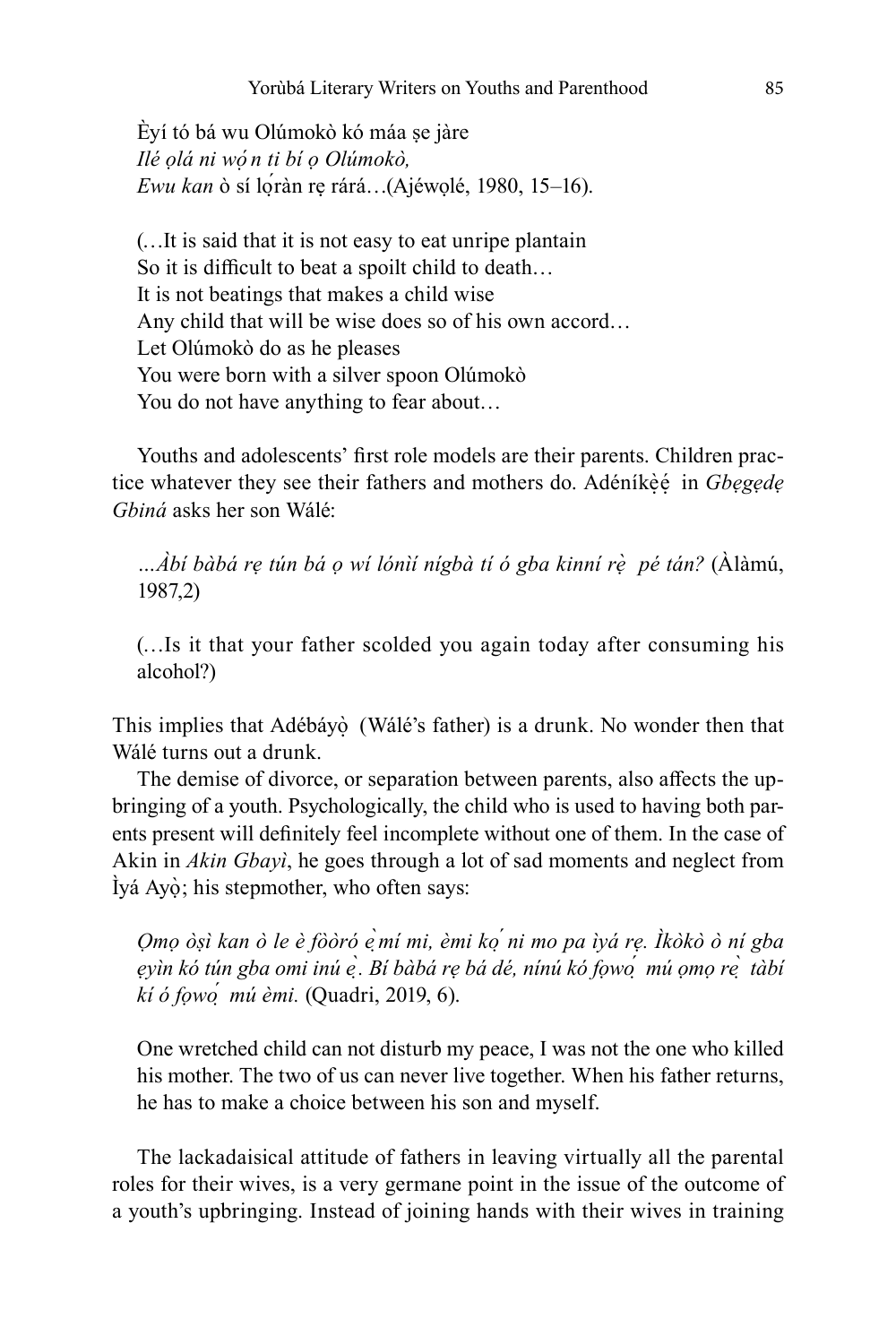Èyí tó bá wu Olúmokò kó máa ṣe jàre
*Ilé ọlá ni wọ́n ti bí ọ Olúmokò,*
*Ewu kan* ò sí lọ́ràn rẹ rárá…(Ajéwọlé, 1980, 15–16).

(…It is said that it is not easy to eat unripe plantain
So it is difficult to beat a spoilt child to death…
It is not beatings that makes a child wise
Any child that will be wise does so of his own accord…
Let Olúmokò do as he pleases
You were born with a silver spoon Olúmokò
You do not have anything to fear about…

Youths and adolescents' first role models are their parents. Children practice whatever they see their fathers and mothers do. Adéníkẹ̀ẹ́ in *Gbẹgẹdẹ Gbiná* asks her son Wálé:

> *…Àbí bàbá rẹ tún bá ọ wí lónìí nígbà tí ó gba kinní rẹ̀ pé tán?* (Àlàmú, 1987,2)
>
> (…Is it that your father scolded you again today after consuming his alcohol?)

This implies that Adébáyọ̀ (Wálé's father) is a drunk. No wonder then that Wálé turns out a drunk.

The demise of divorce, or separation between parents, also affects the upbringing of a youth. Psychologically, the child who is used to having both parents present will definitely feel incomplete without one of them. In the case of Akin in *Akin Gbayì*, he goes through a lot of sad moments and neglect from Ìyá Ayọ̀; his stepmother, who often says:

> *Ọmọ òṣì kan ò le è fòòró ẹ̀mí mi, èmi kọ́ ni mo pa ìyá rẹ. Ìkòkò ò ní gba ẹyìn kó tún gba omi inú ẹ̀. Bí bàbá rẹ bá dé, nínú kó fọwọ́ mú ọmọ rẹ̀ tàbí kí ó fọwọ́ mú èmi.* (Quadri, 2019, 6).
>
> One wretched child can not disturb my peace, I was not the one who killed his mother. The two of us can never live together. When his father returns, he has to make a choice between his son and myself.

The lackadaisical attitude of fathers in leaving virtually all the parental roles for their wives, is a very germane point in the issue of the outcome of a youth's upbringing. Instead of joining hands with their wives in training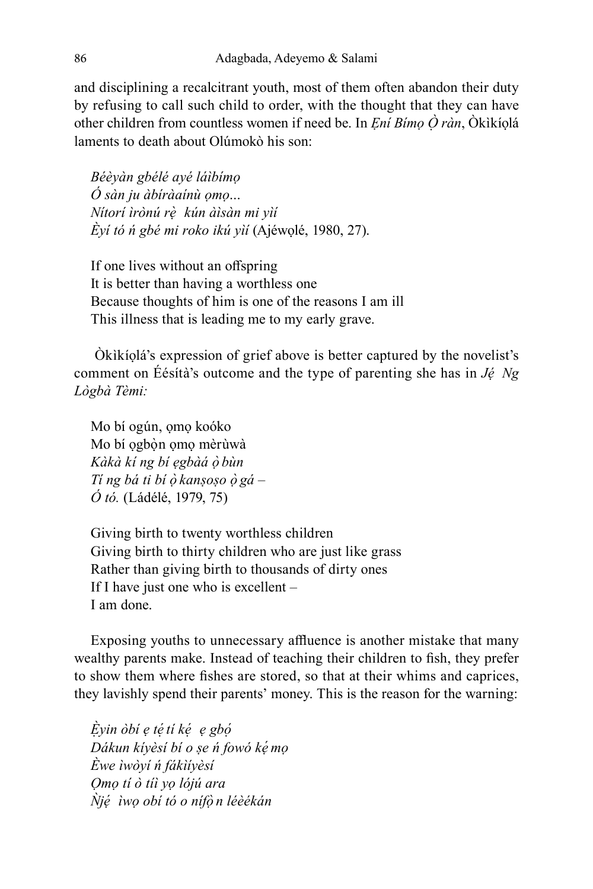and disciplining a recalcitrant youth, most of them often abandon their duty by refusing to call such child to order, with the thought that they can have other children from countless women if need be. In *Ẹní Bímọ Ọ̀ ràn*, Òkìkíọ̀lá laments to death about Olúmokò his son:

*Béèyàn gbélé ayé láìbímọ*
*Ó sàn ju àbíràaínù ọmọ...*
*Nítorí ìrònú rẹ̀ kún àìsàn mi yìí*
*Èyí tó ń gbé mi roko ikú yìí* (Ajéwọlé, 1980, 27).

If one lives without an offspring
It is better than having a worthless one
Because thoughts of him is one of the reasons I am ill
This illness that is leading me to my early grave.

Òkìkíọ̀lá's expression of grief above is better captured by the novelist's comment on Éésítà's outcome and the type of parenting she has in *Jẹ́ Ng Lògbà Tèmi:*

Mo bí ogún, ọmọ koóko
Mo bí ọgbọ̀n ọmọ mèrùwà
*Kàkà kí ng bí ẹgbàá ọ̀ bùn*
*Tí ng bá ti bí ọ̀ kanṣoṣo ọ̀ gá –*
*Ó tó.* (Ládélé, 1979, 75)

Giving birth to twenty worthless children
Giving birth to thirty children who are just like grass
Rather than giving birth to thousands of dirty ones
If I have just one who is excellent –
I am done.

Exposing youths to unnecessary affluence is another mistake that many wealthy parents make. Instead of teaching their children to fish, they prefer to show them where fishes are stored, so that at their whims and caprices, they lavishly spend their parents' money. This is the reason for the warning:

*Ẹ̀yin òbí ẹ tẹ́ tí kẹ́ ẹ gbọ́*
*Dákun kíyèsí bí o ṣe ń fowó kẹ́ mọ*
*Ẹ̀we ìwòyí ń fákìíyèsí*
*Ọmọ tí ò tíì yọ lójú ara*
*Ǹjẹ́ ìwọ obí tó o nífọ̀ n léèékán*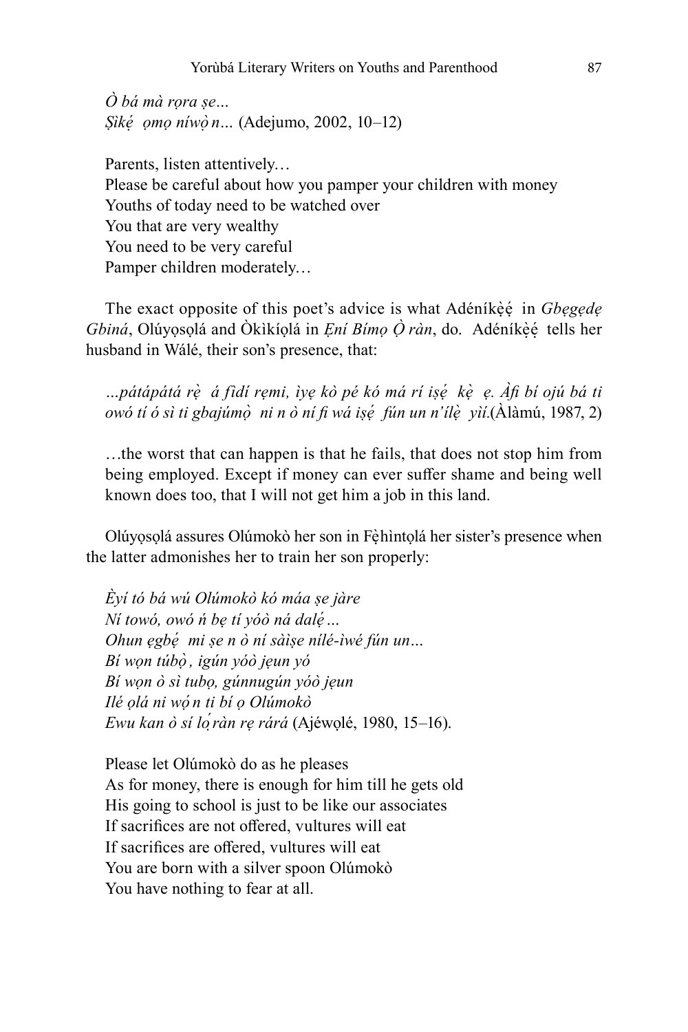*Ò bá mà rọra ṣe…*
*Ṣìkẹ́ ọmọ níwọ̀n…* (Adejumo, 2002, 10–12)

Parents, listen attentively…
Please be careful about how you pamper your children with money
Youths of today need to be watched over
You that are very wealthy
You need to be very careful
Pamper children moderately…

The exact opposite of this poet's advice is what Adéníkẹ̀ẹ́ in *Gbẹgẹdẹ Gbiná*, Olúyọsọlá and Òkìkíọlá in *Ẹní Bímọ Ọ̀ ràn*, do. Adéníkẹ̀ẹ́ tells her husband in Wálé, their son's presence, that:

*…pátápátá rẹ̀ á fìdí rẹmi, ìyẹ kò pé kó má rí iṣẹ́ kẹ̀ ẹ. Àfi bí ojú bá ti owó tí ó sì ti gbajúmọ̀ ni n ò ní fi wá iṣẹ́ fún un n'ílẹ̀ yìí.*(Àlàmú, 1987, 2)

…the worst that can happen is that he fails, that does not stop him from being employed. Except if money can ever suffer shame and being well known does too, that I will not get him a job in this land.

Olúyọsọlá assures Olúmokò her son in Fẹ̀hìntọlá her sister's presence when the latter admonishes her to train her son properly:

*Èyí tó bá wú Olúmokò kó máa ṣe jàre*
*Ní towó, owó ń bẹ tí yóò ná dalẹ́…*
*Ohun ẹgbẹ́ mi ṣe n ò ní sàìṣe nílé-ìwé fún un…*
*Bí wọn túbọ̀, igún yóò jẹun yó*
*Bí wọn ò sì tubọ, gúnnugún yóò jẹun*
*Ilé ọlá ni wọ́n ti bí ọ Olúmokò*
*Ewu kan ò sí lọ́ràn rẹ rárá* (Ajéwọlé, 1980, 15–16).

Please let Olúmokò do as he pleases
As for money, there is enough for him till he gets old
His going to school is just to be like our associates
If sacrifices are not offered, vultures will eat
If sacrifices are offered, vultures will eat
You are born with a silver spoon Olúmokò
You have nothing to fear at all.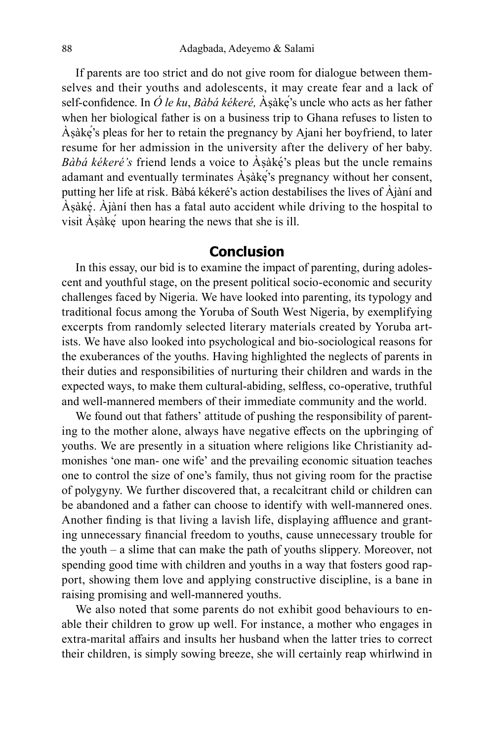If parents are too strict and do not give room for dialogue between themselves and their youths and adolescents, it may create fear and a lack of self-confidence. In *Ó le ku*, *Bàbá kékeré,* Àṣàkẹ́'s uncle who acts as her father when her biological father is on a business trip to Ghana refuses to listen to Àṣàkẹ́'s pleas for her to retain the pregnancy by Ajani her boyfriend, to later resume for her admission in the university after the delivery of her baby. *Bàbá kékeré's* friend lends a voice to Àṣàkẹ́'s pleas but the uncle remains adamant and eventually terminates Àṣàkẹ́'s pregnancy without her consent, putting her life at risk. Bàbá kékeré's action destabilises the lives of Àjàní and Àṣàkẹ́. Àjàní then has a fatal auto accident while driving to the hospital to visit Àṣàkẹ́ upon hearing the news that she is ill.

## Conclusion

In this essay, our bid is to examine the impact of parenting, during adolescent and youthful stage, on the present political socio-economic and security challenges faced by Nigeria. We have looked into parenting, its typology and traditional focus among the Yoruba of South West Nigeria, by exemplifying excerpts from randomly selected literary materials created by Yoruba artists. We have also looked into psychological and bio-sociological reasons for the exuberances of the youths. Having highlighted the neglects of parents in their duties and responsibilities of nurturing their children and wards in the expected ways, to make them cultural-abiding, selfless, co-operative, truthful and well-mannered members of their immediate community and the world.

We found out that fathers' attitude of pushing the responsibility of parenting to the mother alone, always have negative effects on the upbringing of youths. We are presently in a situation where religions like Christianity admonishes 'one man- one wife' and the prevailing economic situation teaches one to control the size of one's family, thus not giving room for the practise of polygyny. We further discovered that, a recalcitrant child or children can be abandoned and a father can choose to identify with well-mannered ones. Another finding is that living a lavish life, displaying affluence and granting unnecessary financial freedom to youths, cause unnecessary trouble for the youth – a slime that can make the path of youths slippery. Moreover, not spending good time with children and youths in a way that fosters good rapport, showing them love and applying constructive discipline, is a bane in raising promising and well-mannered youths.

We also noted that some parents do not exhibit good behaviours to enable their children to grow up well. For instance, a mother who engages in extra-marital affairs and insults her husband when the latter tries to correct their children, is simply sowing breeze, she will certainly reap whirlwind in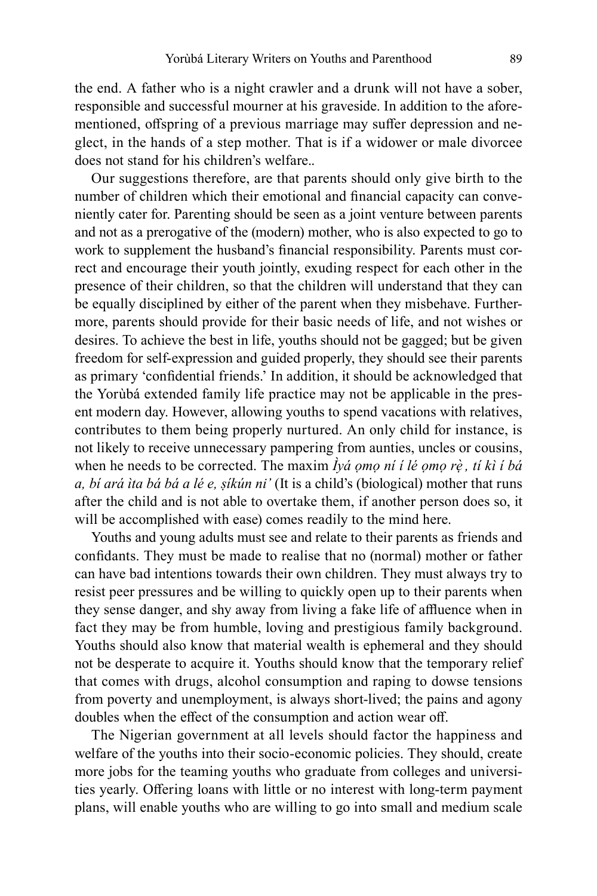the end. A father who is a night crawler and a drunk will not have a sober, responsible and successful mourner at his graveside. In addition to the aforementioned, offspring of a previous marriage may suffer depression and neglect, in the hands of a step mother. That is if a widower or male divorcee does not stand for his children's welfare..

Our suggestions therefore, are that parents should only give birth to the number of children which their emotional and financial capacity can conveniently cater for. Parenting should be seen as a joint venture between parents and not as a prerogative of the (modern) mother, who is also expected to go to work to supplement the husband's financial responsibility. Parents must correct and encourage their youth jointly, exuding respect for each other in the presence of their children, so that the children will understand that they can be equally disciplined by either of the parent when they misbehave. Furthermore, parents should provide for their basic needs of life, and not wishes or desires. To achieve the best in life, youths should not be gagged; but be given freedom for self-expression and guided properly, they should see their parents as primary 'confidential friends.' In addition, it should be acknowledged that the Yorùbá extended family life practice may not be applicable in the present modern day. However, allowing youths to spend vacations with relatives, contributes to them being properly nurtured. An only child for instance, is not likely to receive unnecessary pampering from aunties, uncles or cousins, when he needs to be corrected. The maxim *Ìyá ọmọ ní í lé ọmọ rẹ̀, tí kì í bá a, bí ará ìta bá bá a lé e, ṣíkún ni'* (It is a child's (biological) mother that runs after the child and is not able to overtake them, if another person does so, it will be accomplished with ease) comes readily to the mind here.

Youths and young adults must see and relate to their parents as friends and confidants. They must be made to realise that no (normal) mother or father can have bad intentions towards their own children. They must always try to resist peer pressures and be willing to quickly open up to their parents when they sense danger, and shy away from living a fake life of affluence when in fact they may be from humble, loving and prestigious family background. Youths should also know that material wealth is ephemeral and they should not be desperate to acquire it. Youths should know that the temporary relief that comes with drugs, alcohol consumption and raping to dowse tensions from poverty and unemployment, is always short-lived; the pains and agony doubles when the effect of the consumption and action wear off.

The Nigerian government at all levels should factor the happiness and welfare of the youths into their socio-economic policies. They should, create more jobs for the teaming youths who graduate from colleges and universities yearly. Offering loans with little or no interest with long-term payment plans, will enable youths who are willing to go into small and medium scale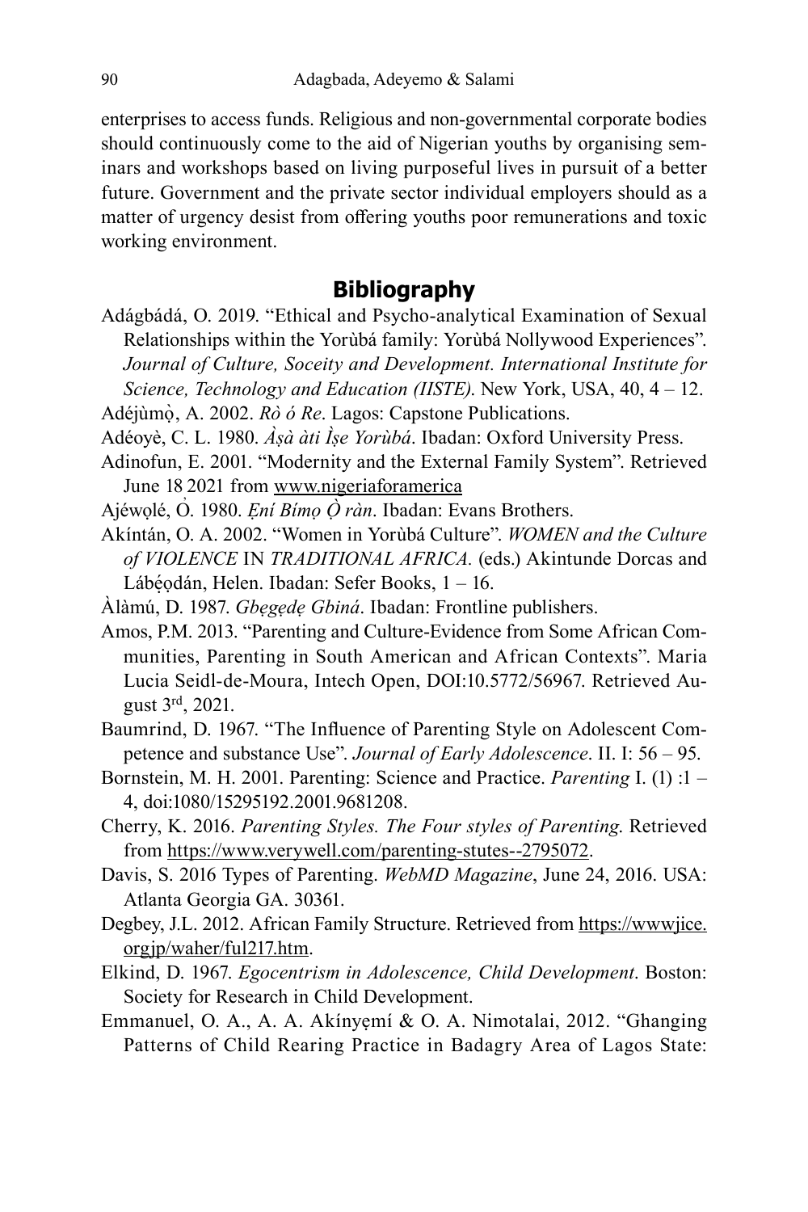enterprises to access funds. Religious and non-governmental corporate bodies should continuously come to the aid of Nigerian youths by organising seminars and workshops based on living purposeful lives in pursuit of a better future. Government and the private sector individual employers should as a matter of urgency desist from offering youths poor remunerations and toxic working environment.

## Bibliography

Adágbádá, O. 2019. "Ethical and Psycho-analytical Examination of Sexual Relationships within the Yorùbá family: Yorùbá Nollywood Experiences". *Journal of Culture, Soceity and Development. International Institute for Science, Technology and Education (IISTE)*. New York, USA, 40, 4 – 12.

Adéjùmọ̀, A. 2002. *Rò ó Re*. Lagos: Capstone Publications.

Adéoyè, C. L. 1980. *Àṣà àti Ìṣe Yorùbá*. Ibadan: Oxford University Press.

Adinofun, E. 2001. "Modernity and the External Family System". Retrieved June 18 2021 from www.nigeriaforamerica

Ajéwọlé, Ọ̀. 1980. *Ẹní Bímọ Ọ̀ ràn*. Ibadan: Evans Brothers.

Akíntán, O. A. 2002. "Women in Yorùbá Culture". *WOMEN and the Culture of VIOLENCE* IN *TRADITIONAL AFRICA.* (eds.) Akintunde Dorcas and Lábẹ́ọdán, Helen. Ibadan: Sefer Books, 1 – 16.

Àlàmú, D. 1987. *Gbẹgẹdẹ Gbiná*. Ibadan: Frontline publishers.

Amos, P.M. 2013. "Parenting and Culture-Evidence from Some African Communities, Parenting in South American and African Contexts". Maria Lucia Seidl-de-Moura, Intech Open, DOI:10.5772/56967. Retrieved August 3rd, 2021.

Baumrind, D. 1967. "The Influence of Parenting Style on Adolescent Competence and substance Use". *Journal of Early Adolescence*. II. I: 56 – 95.

Bornstein, M. H. 2001. Parenting: Science and Practice. *Parenting* I. (1) :1 – 4, doi:1080/15295192.2001.9681208.

Cherry, K. 2016. *Parenting Styles. The Four styles of Parenting*. Retrieved from https://www.verywell.com/parenting-stutes--2795072.

Davis, S. 2016 Types of Parenting. *WebMD Magazine*, June 24, 2016. USA: Atlanta Georgia GA. 30361.

Degbey, J.L. 2012. African Family Structure. Retrieved from https://wwwjice.orgjp/waher/ful217.htm.

Elkind, D. 1967. *Egocentrism in Adolescence, Child Development*. Boston: Society for Research in Child Development.

Emmanuel, O. A., A. A. Akínyẹmí & O. A. Nimotalai, 2012. "Ghanging Patterns of Child Rearing Practice in Badagry Area of Lagos State: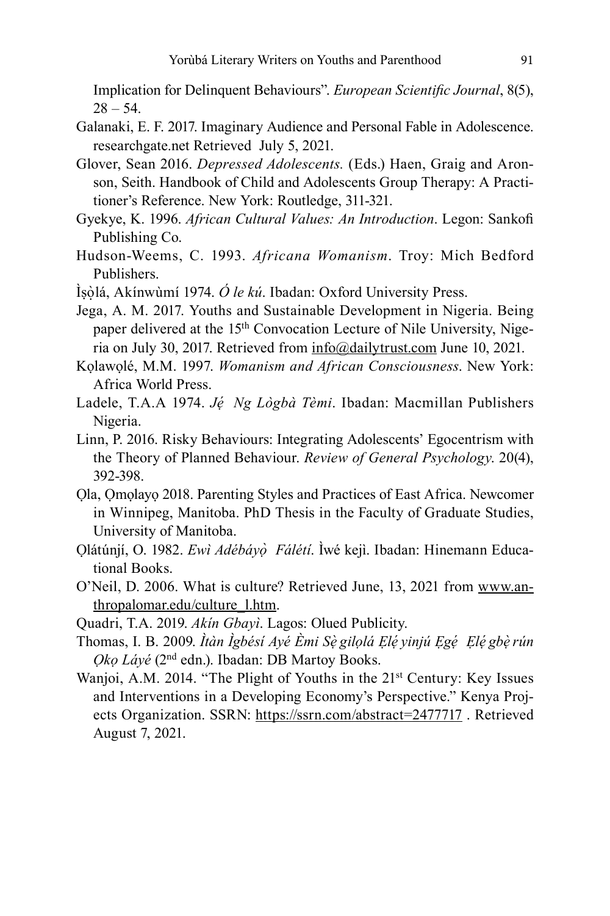Implication for Delinquent Behaviours". *European Scientific Journal*, 8(5), 28 – 54.

Galanaki, E. F. 2017. Imaginary Audience and Personal Fable in Adolescence. researchgate.net Retrieved July 5, 2021.

Glover, Sean 2016. *Depressed Adolescents.* (Eds.) Haen, Graig and Aronson, Seith. Handbook of Child and Adolescents Group Therapy: A Practitioner's Reference. New York: Routledge, 311-321.

Gyekye, K. 1996. *African Cultural Values: An Introduction*. Legon: Sankofi Publishing Co.

Hudson-Weems, C. 1993. *Africana Womanism*. Troy: Mich Bedford Publishers.

Ìṣọ̀lá, Akínwùmí 1974. *Ó le kú*. Ibadan: Oxford University Press.

Jega, A. M. 2017. Youths and Sustainable Development in Nigeria. Being paper delivered at the 15th Convocation Lecture of Nile University, Nigeria on July 30, 2017. Retrieved from info@dailytrust.com June 10, 2021.

Kọlawọlé, M.M. 1997. *Womanism and African Consciousness*. New York: Africa World Press.

Ladele, T.A.A 1974. *Jẹ́ Ng Lògbà Tèmi*. Ibadan: Macmillan Publishers Nigeria.

Linn, P. 2016. Risky Behaviours: Integrating Adolescents' Egocentrism with the Theory of Planned Behaviour. *Review of General Psychology*. 20(4), 392-398.

Ọla, Ọmọlayọ 2018. Parenting Styles and Practices of East Africa. Newcomer in Winnipeg, Manitoba. PhD Thesis in the Faculty of Graduate Studies, University of Manitoba.

Ọlátúnjí, O. 1982. *Ewì Adébáyọ̀ Fálétí*. Ìwé kejì. Ibadan: Hinemann Educational Books.

O'Neil, D. 2006. What is culture? Retrieved June, 13, 2021 from www.anthropalomar.edu/culture_1.htm.

Quadri, T.A. 2019. *Akín Gbayì*. Lagos: Olued Publicity.

Thomas, I. B. 2009. *Ìtàn Ìgbésí Ayé Èmi Sẹ̀gilọlá Ẹlẹ́ yinjú Ẹgẹ́ Ẹlẹ́ gbẹ̀rún Ọkọ Láyé* (2nd edn.). Ibadan: DB Martoy Books.

Wanjoi, A.M. 2014. "The Plight of Youths in the 21st Century: Key Issues and Interventions in a Developing Economy's Perspective." Kenya Projects Organization. SSRN: https://ssrn.com/abstract=2477717 . Retrieved August 7, 2021.